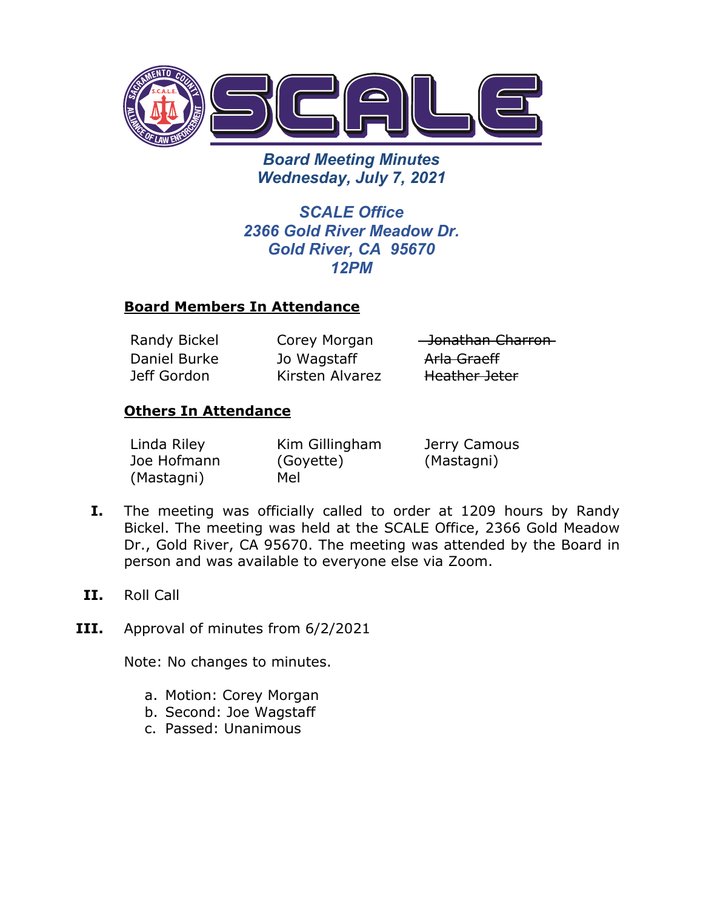# SCALE

## Board Meeting Minutes
## Wednesday, July 7, 2021

### SCALE Office
### 2366 Gold River Meadow Dr.
### Gold River, CA 95670
### 12PM

**Board Members In Attendance**

| | | |
|---|---|---|
| Randy Bickel | Corey Morgan | ~~Jonathan Charron~~ |
| Daniel Burke | Jo Wagstaff | ~~Arla Graeff~~ |
| Jeff Gordon | Kirsten Alvarez | ~~Heather Jeter~~ |

**Others In Attendance**

| | | |
|---|---|---|
| Linda Riley | Kim Gillingham (Goyette) | Jerry Camous (Mastagni) |
| Joe Hofmann (Mastagni) | Mel | |

**I.** The meeting was officially called to order at 1209 hours by Randy Bickel. The meeting was held at the SCALE Office, 2366 Gold Meadow Dr., Gold River, CA 95670. The meeting was attended by the Board in person and was available to everyone else via Zoom.

**II.** Roll Call

**III.** Approval of minutes from 6/2/2021

Note: No changes to minutes.

a. Motion: Corey Morgan
b. Second: Joe Wagstaff
c. Passed: Unanimous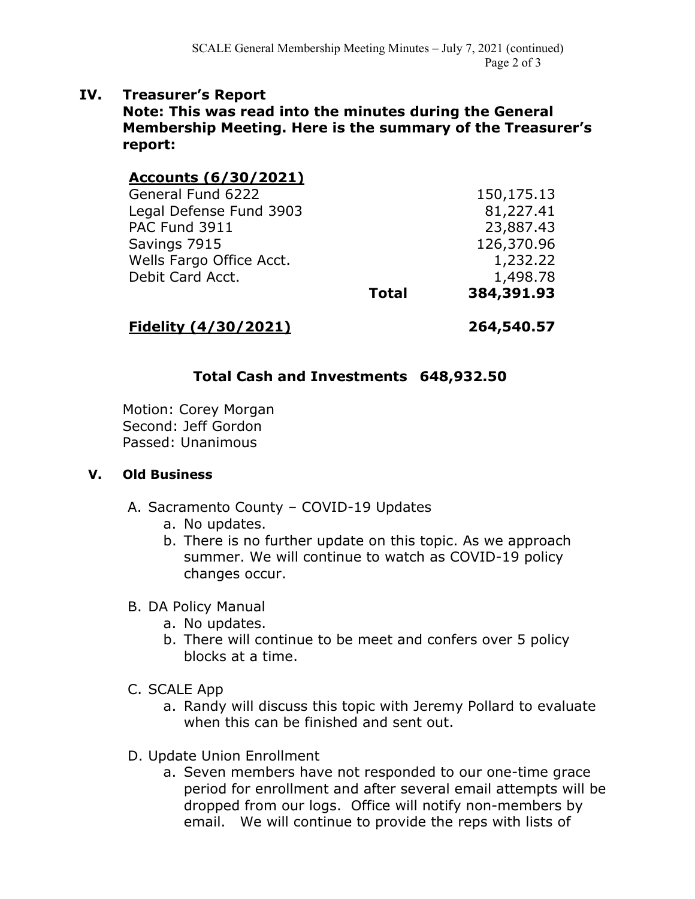## IV. Treasurer's Report

**Note: This was read into the minutes during the General Membership Meeting. Here is the summary of the Treasurer's report:**

| **Accounts (6/30/2021)** | | |
|---|---|---|
| General Fund 6222 | | 150,175.13 |
| Legal Defense Fund 3903 | | 81,227.41 |
| PAC Fund 3911 | | 23,887.43 |
| Savings 7915 | | 126,370.96 |
| Wells Fargo Office Acct. | | 1,232.22 |
| Debit Card Acct. | | 1,498.78 |
| | **Total** | **384,391.93** |
| **Fidelity (4/30/2021)** | | **264,540.57** |

**Total Cash and Investments 648,932.50**

Motion: Corey Morgan
Second: Jeff Gordon
Passed: Unanimous

## V. Old Business

A. Sacramento County – COVID-19 Updates
   a. No updates.
   b. There is no further update on this topic. As we approach summer. We will continue to watch as COVID-19 policy changes occur.

B. DA Policy Manual
   a. No updates.
   b. There will continue to be meet and confers over 5 policy blocks at a time.

C. SCALE App
   a. Randy will discuss this topic with Jeremy Pollard to evaluate when this can be finished and sent out.

D. Update Union Enrollment
   a. Seven members have not responded to our one-time grace period for enrollment and after several email attempts will be dropped from our logs. Office will notify non-members by email. We will continue to provide the reps with lists of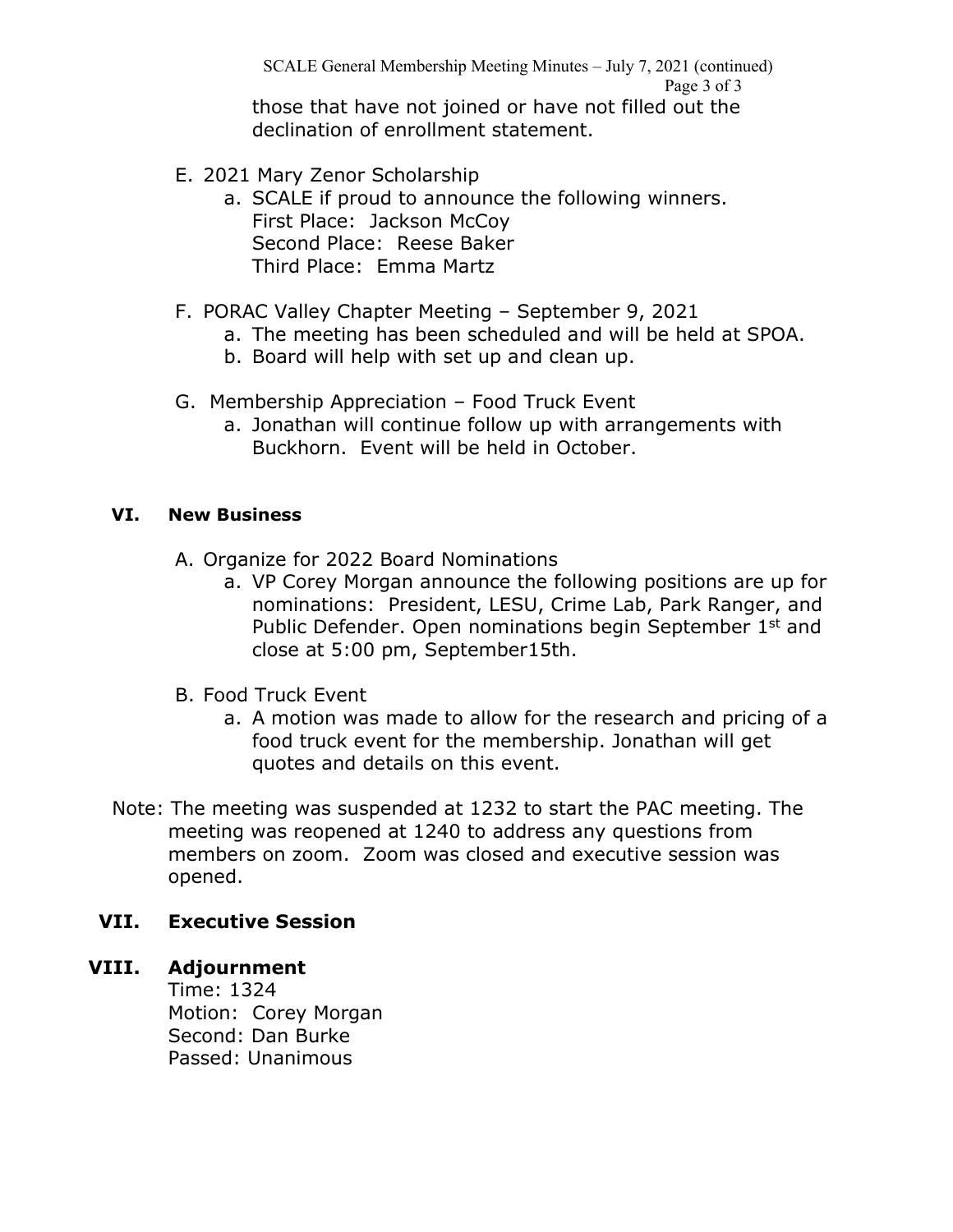those that have not joined or have not filled out the declination of enrollment statement.

E. 2021 Mary Zenor Scholarship
   a. SCALE if proud to announce the following winners.
      First Place: Jackson McCoy
      Second Place: Reese Baker
      Third Place: Emma Martz

F. PORAC Valley Chapter Meeting – September 9, 2021
   a. The meeting has been scheduled and will be held at SPOA.
   b. Board will help with set up and clean up.

G. Membership Appreciation – Food Truck Event
   a. Jonathan will continue follow up with arrangements with Buckhorn. Event will be held in October.

## VI. New Business

A. Organize for 2022 Board Nominations
   a. VP Corey Morgan announce the following positions are up for nominations: President, LESU, Crime Lab, Park Ranger, and Public Defender. Open nominations begin September 1st and close at 5:00 pm, September15th.

B. Food Truck Event
   a. A motion was made to allow for the research and pricing of a food truck event for the membership. Jonathan will get quotes and details on this event.

Note: The meeting was suspended at 1232 to start the PAC meeting. The meeting was reopened at 1240 to address any questions from members on zoom. Zoom was closed and executive session was opened.

## VII. Executive Session

## VIII. Adjournment

Time: 1324
Motion: Corey Morgan
Second: Dan Burke
Passed: Unanimous